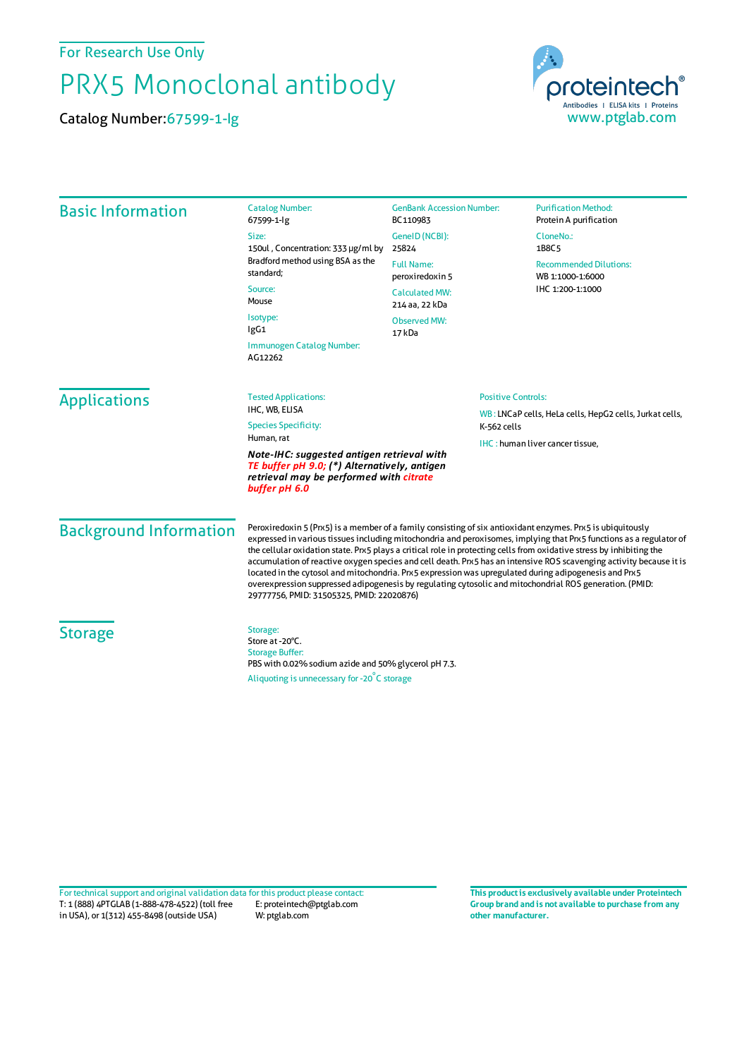For Research Use Only

# PRX5 Monoclonal antibody

Catalog Number: 67599-1-Ig

proteintech®
Antibodies | ELISA kits | Proteins
www.ptglab.com

## Basic Information

Catalog Number:
67599-1-Ig

Size:
150ul , Concentration: 333 μg/ml by Bradford method using BSA as the standard;

Source:
Mouse

Isotype:
IgG1

Immunogen Catalog Number:
AG12262

GenBank Accession Number:
BC110983

GeneID (NCBI):
25824

Full Name:
peroxiredoxin 5

Calculated MW:
214 aa, 22 kDa

Observed MW:
17 kDa

Purification Method:
Protein A purification

CloneNo.:
1B8C5

Recommended Dilutions:
WB 1:1000-1:6000
IHC 1:200-1:1000

## Applications

Tested Applications:
IHC, WB, ELISA

Species Specificity:
Human, rat

***Note-IHC: suggested antigen retrieval with TE buffer pH 9.0; (\*) Alternatively, antigen retrieval may be performed with citrate buffer pH 6.0***

Positive Controls:

WB : LNCaP cells, HeLa cells, HepG2 cells, Jurkat cells, K-562 cells

IHC : human liver cancer tissue,

## Background Information

Peroxiredoxin 5 (Prx5) is a member of a family consisting of six antioxidant enzymes. Prx5 is ubiquitously expressed in various tissues including mitochondria and peroxisomes, implying that Prx5 functions as a regulator of the cellular oxidation state. Prx5 plays a critical role in protecting cells from oxidative stress by inhibiting the accumulation of reactive oxygen species and cell death. Prx5 has an intensive ROS scavenging activity because it is located in the cytosol and mitochondria. Prx5 expression was upregulated during adipogenesis and Prx5 overexpression suppressed adipogenesis by regulating cytosolic and mitochondrial ROS generation. (PMID: 29777756, PMID: 31505325, PMID: 22020876)

## Storage

Storage:
Store at -20°C.
Storage Buffer:
PBS with 0.02% sodium azide and 50% glycerol pH 7.3.
Aliquoting is unnecessary for -20°C storage

For technical support and original validation data for this product please contact:
T: 1 (888) 4PTGLAB (1-888-478-4522) (toll free in USA), or 1(312) 455-8498 (outside USA)
E: proteintech@ptglab.com
W: ptglab.com

**This product is exclusively available under Proteintech Group brand and is not available to purchase from any other manufacturer.**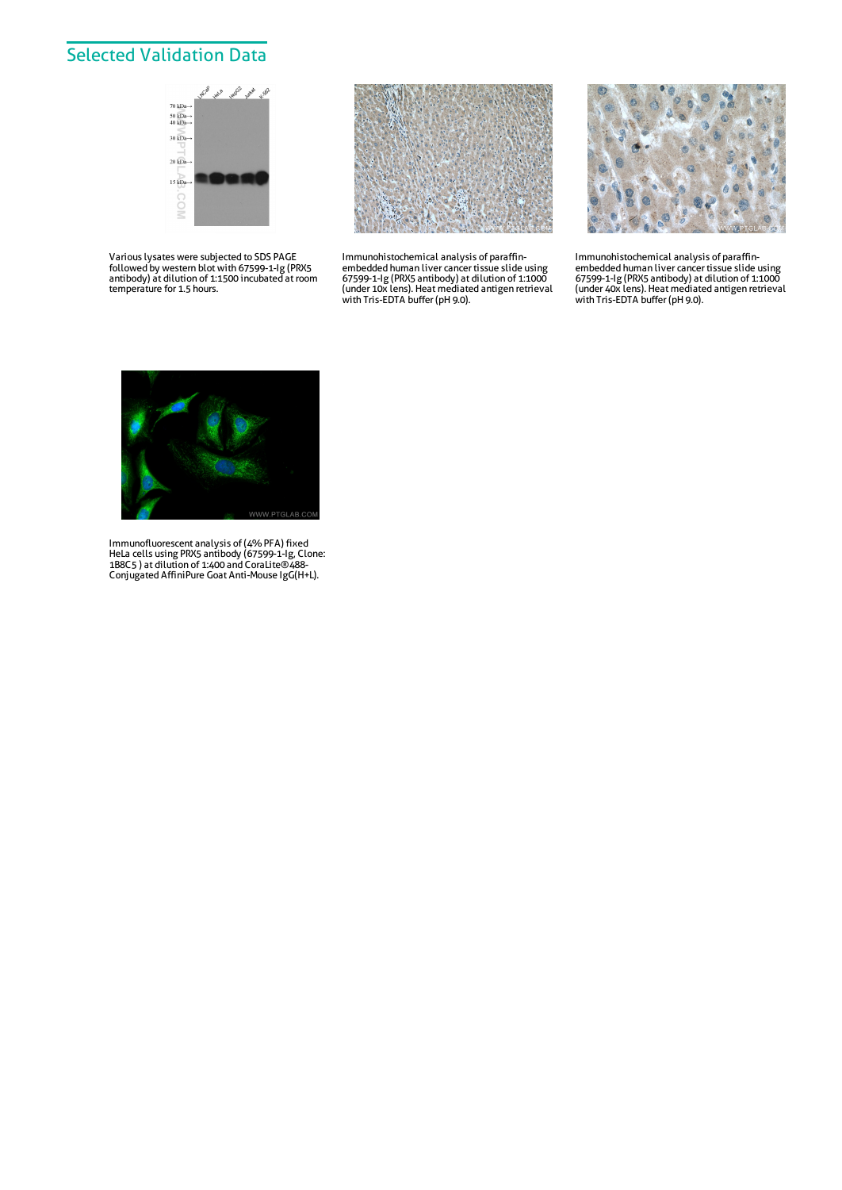## Selected Validation Data

Various lysates were subjected to SDS PAGE followed by western blot with 67599-1-Ig (PRX5 antibody) at dilution of 1:1500 incubated at room temperature for 1.5 hours.

Immunohistochemical analysis of paraffin-embedded human liver cancer tissue slide using 67599-1-Ig (PRX5 antibody) at dilution of 1:1000 (under 10x lens). Heat mediated antigen retrieval with Tris-EDTA buffer (pH 9.0).

Immunohistochemical analysis of paraffin-embedded human liver cancer tissue slide using 67599-1-Ig (PRX5 antibody) at dilution of 1:1000 (under 40x lens). Heat mediated antigen retrieval with Tris-EDTA buffer (pH 9.0).

Immunofluorescent analysis of (4% PFA) fixed HeLa cells using PRX5 antibody (67599-1-Ig, Clone: 1B8C5 ) at dilution of 1:400 and CoraLite®488-Conjugated AffiniPure Goat Anti-Mouse IgG(H+L).